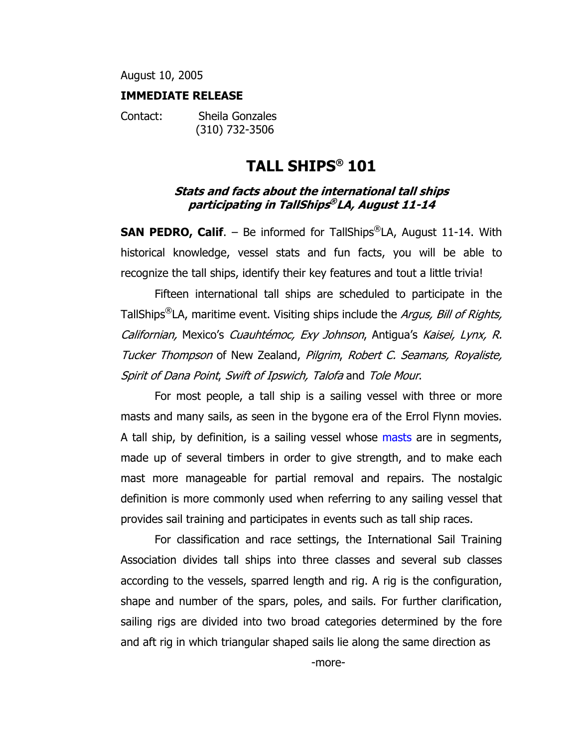August 10, 2005

**IMMEDIATE RELEASE**

Contact: Sheila Gonzales
(310) 732-3506

# TALL SHIPS® 101

### *Stats and facts about the international tall ships participating in TallShips®LA, August 11-14*

**SAN PEDRO, Calif**. – Be informed for TallShips®LA, August 11-14. With historical knowledge, vessel stats and fun facts, you will be able to recognize the tall ships, identify their key features and tout a little trivia!

Fifteen international tall ships are scheduled to participate in the TallShips®LA, maritime event. Visiting ships include the *Argus, Bill of Rights, Californian,* Mexico's *Cuauhtémoc, Exy Johnson*, Antigua's *Kaisei, Lynx, R. Tucker Thompson* of New Zealand, *Pilgrim*, *Robert C. Seamans, Royaliste, Spirit of Dana Point*, *Swift of Ipswich, Talofa* and *Tole Mour*.

For most people, a tall ship is a sailing vessel with three or more masts and many sails, as seen in the bygone era of the Errol Flynn movies. A tall ship, by definition, is a sailing vessel whose masts are in segments, made up of several timbers in order to give strength, and to make each mast more manageable for partial removal and repairs. The nostalgic definition is more commonly used when referring to any sailing vessel that provides sail training and participates in events such as tall ship races.

For classification and race settings, the International Sail Training Association divides tall ships into three classes and several sub classes according to the vessels, sparred length and rig. A rig is the configuration, shape and number of the spars, poles, and sails. For further clarification, sailing rigs are divided into two broad categories determined by the fore and aft rig in which triangular shaped sails lie along the same direction as

-more-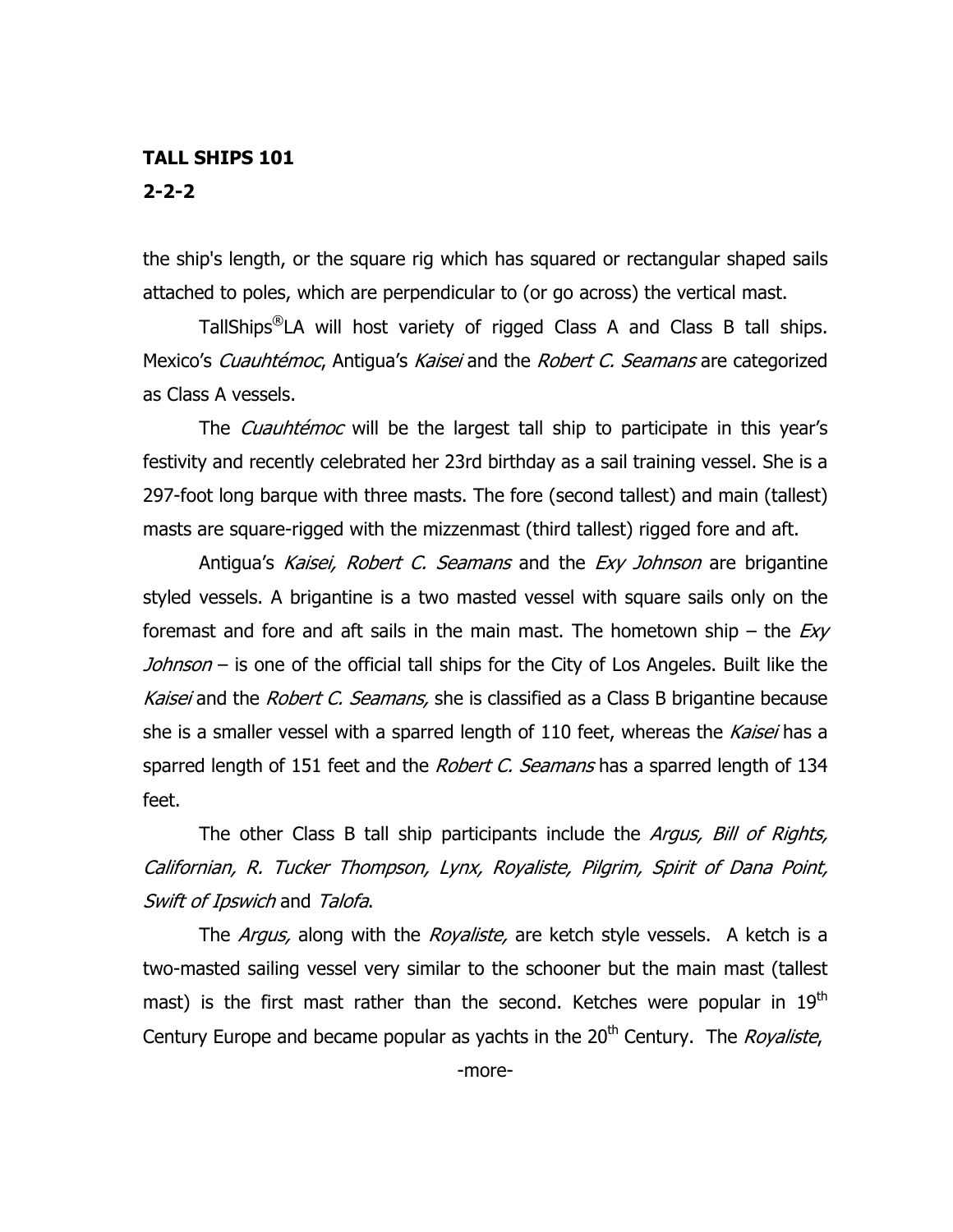the ship's length, or the square rig which has squared or rectangular shaped sails attached to poles, which are perpendicular to (or go across) the vertical mast.

TallShips®LA will host variety of rigged Class A and Class B tall ships. Mexico's *Cuauhtémoc*, Antigua's *Kaisei* and the *Robert C. Seamans* are categorized as Class A vessels.

The *Cuauhtémoc* will be the largest tall ship to participate in this year's festivity and recently celebrated her 23rd birthday as a sail training vessel. She is a 297-foot long barque with three masts. The fore (second tallest) and main (tallest) masts are square-rigged with the mizzenmast (third tallest) rigged fore and aft.

Antigua's *Kaisei, Robert C. Seamans* and the *Exy Johnson* are brigantine styled vessels. A brigantine is a two masted vessel with square sails only on the foremast and fore and aft sails in the main mast. The hometown ship – the *Exy Johnson* – is one of the official tall ships for the City of Los Angeles. Built like the *Kaisei* and the *Robert C. Seamans,* she is classified as a Class B brigantine because she is a smaller vessel with a sparred length of 110 feet, whereas the *Kaisei* has a sparred length of 151 feet and the *Robert C. Seamans* has a sparred length of 134 feet.

The other Class B tall ship participants include the *Argus, Bill of Rights, Californian, R. Tucker Thompson, Lynx, Royaliste, Pilgrim, Spirit of Dana Point, Swift of Ipswich* and *Talofa*.

The *Argus,* along with the *Royaliste,* are ketch style vessels. A ketch is a two-masted sailing vessel very similar to the schooner but the main mast (tallest mast) is the first mast rather than the second. Ketches were popular in 19th Century Europe and became popular as yachts in the 20th Century. The *Royaliste*,

-more-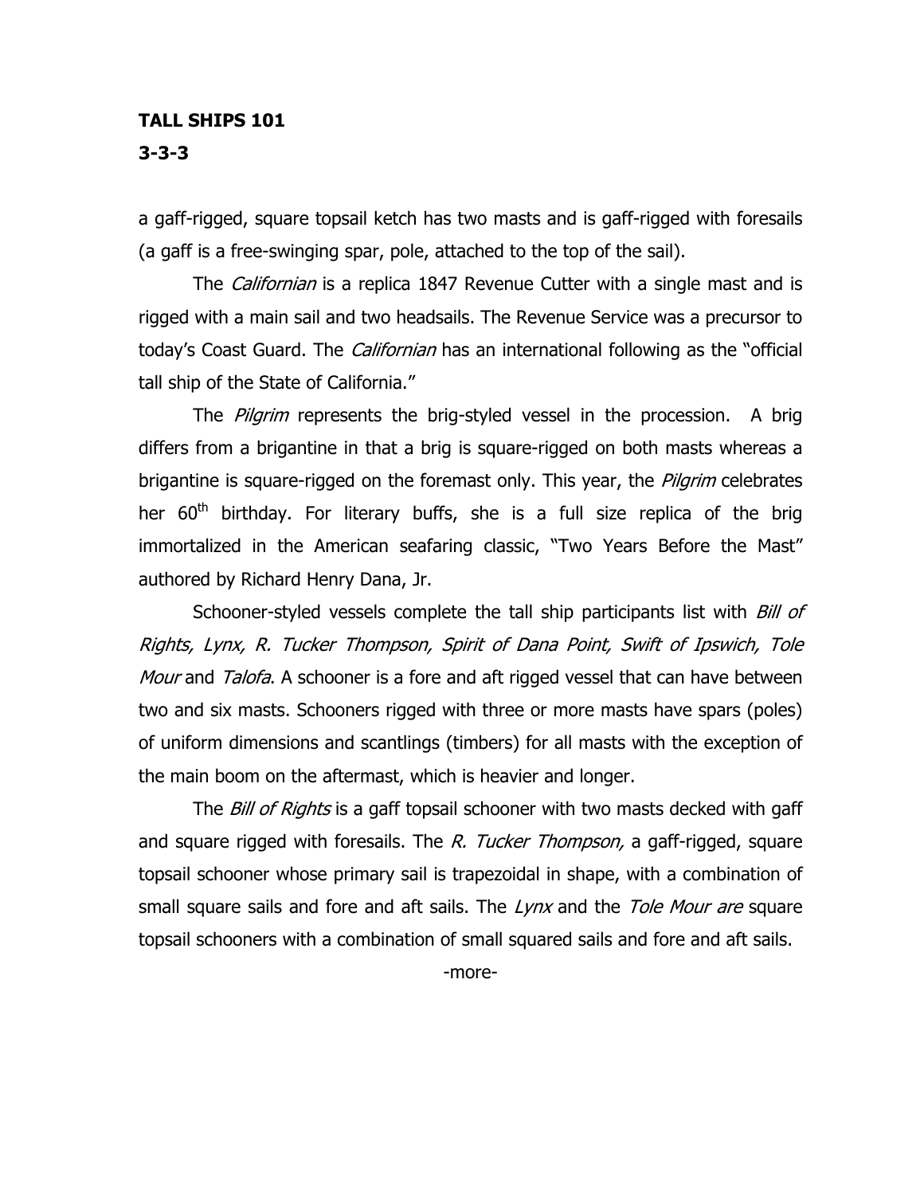a gaff-rigged, square topsail ketch has two masts and is gaff-rigged with foresails (a gaff is a free-swinging spar, pole, attached to the top of the sail).

The *Californian* is a replica 1847 Revenue Cutter with a single mast and is rigged with a main sail and two headsails. The Revenue Service was a precursor to today's Coast Guard. The *Californian* has an international following as the "official tall ship of the State of California."

The *Pilgrim* represents the brig-styled vessel in the procession. A brig differs from a brigantine in that a brig is square-rigged on both masts whereas a brigantine is square-rigged on the foremast only. This year, the *Pilgrim* celebrates her 60th birthday. For literary buffs, she is a full size replica of the brig immortalized in the American seafaring classic, "Two Years Before the Mast" authored by Richard Henry Dana, Jr.

Schooner-styled vessels complete the tall ship participants list with *Bill of Rights, Lynx, R. Tucker Thompson, Spirit of Dana Point, Swift of Ipswich, Tole Mour* and *Talofa*. A schooner is a fore and aft rigged vessel that can have between two and six masts. Schooners rigged with three or more masts have spars (poles) of uniform dimensions and scantlings (timbers) for all masts with the exception of the main boom on the aftermast, which is heavier and longer.

The *Bill of Rights* is a gaff topsail schooner with two masts decked with gaff and square rigged with foresails. The *R. Tucker Thompson,* a gaff-rigged, square topsail schooner whose primary sail is trapezoidal in shape, with a combination of small square sails and fore and aft sails. The *Lynx* and the *Tole Mour are* square topsail schooners with a combination of small squared sails and fore and aft sails.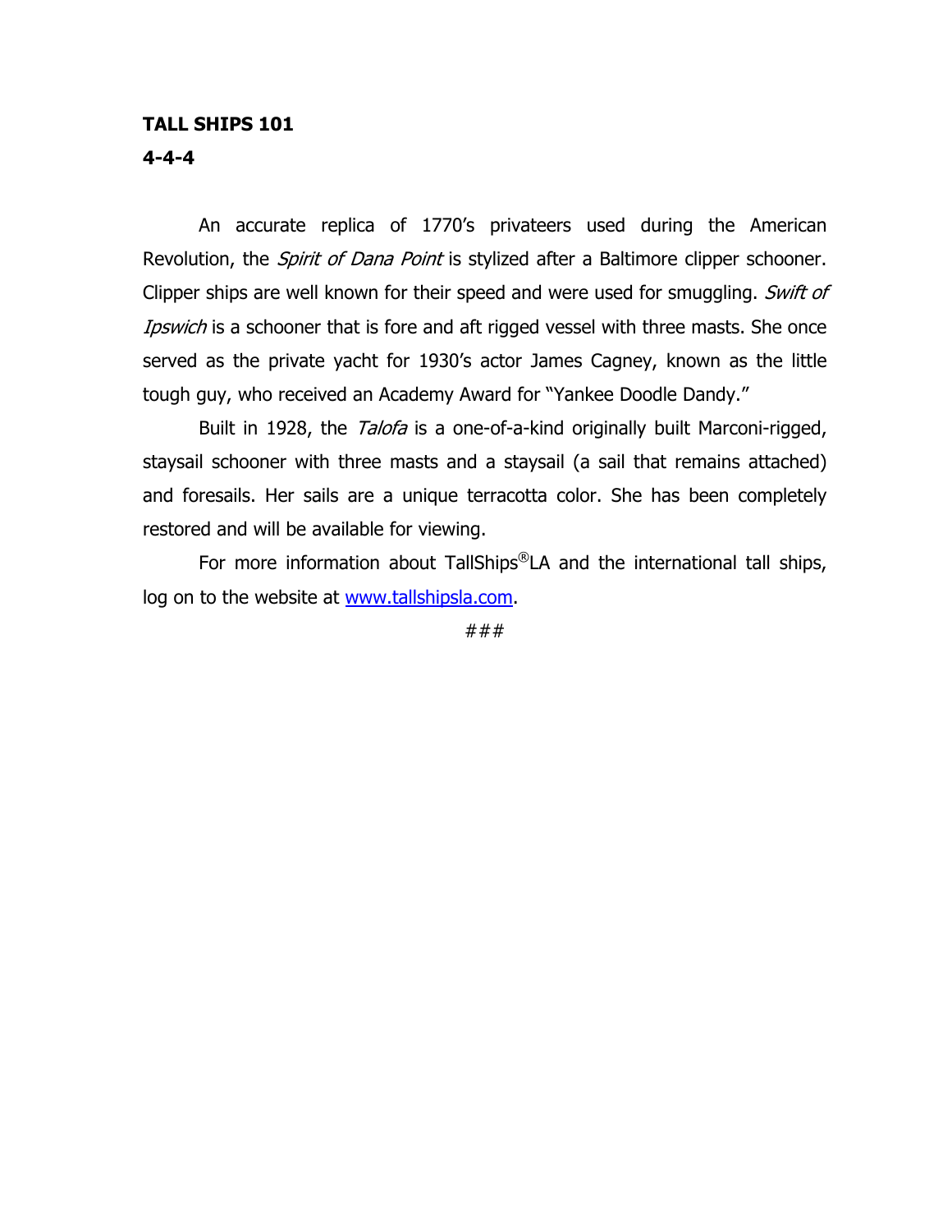An accurate replica of 1770's privateers used during the American Revolution, the *Spirit of Dana Point* is stylized after a Baltimore clipper schooner. Clipper ships are well known for their speed and were used for smuggling. *Swift of Ipswich* is a schooner that is fore and aft rigged vessel with three masts. She once served as the private yacht for 1930's actor James Cagney, known as the little tough guy, who received an Academy Award for "Yankee Doodle Dandy."

Built in 1928, the *Talofa* is a one-of-a-kind originally built Marconi-rigged, staysail schooner with three masts and a staysail (a sail that remains attached) and foresails. Her sails are a unique terracotta color. She has been completely restored and will be available for viewing.

For more information about TallShips®LA and the international tall ships, log on to the website at [www.tallshipsla.com](http://www.tallshipsla.com).

###